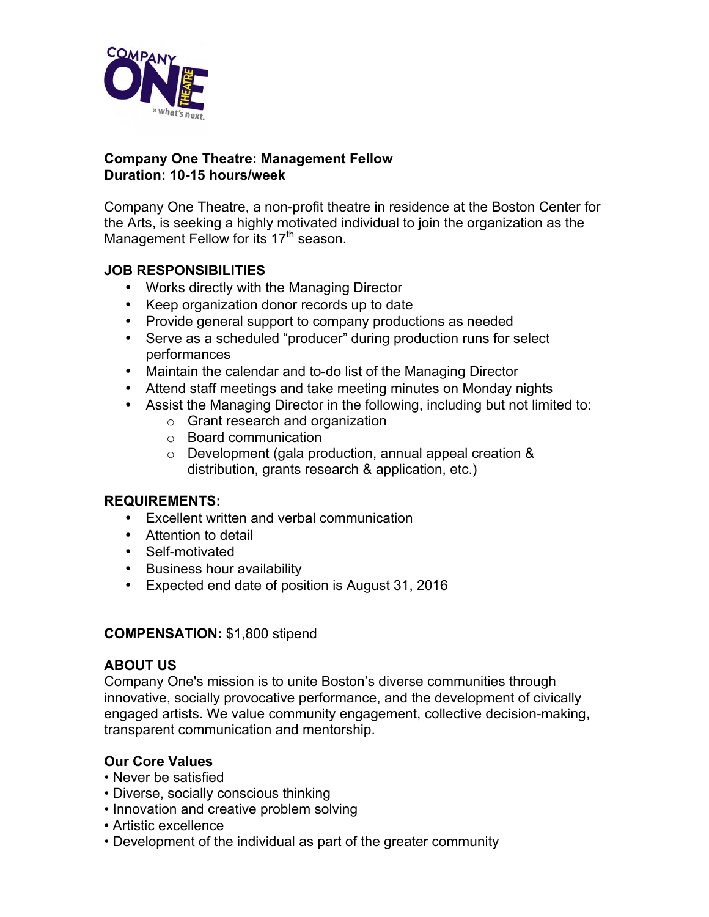**Company One Theatre: Management Fellow**
**Duration: 10-15 hours/week**

Company One Theatre, a non-profit theatre in residence at the Boston Center for the Arts, is seeking a highly motivated individual to join the organization as the Management Fellow for its 17th season.

**JOB RESPONSIBILITIES**

- Works directly with the Managing Director
- Keep organization donor records up to date
- Provide general support to company productions as needed
- Serve as a scheduled "producer" during production runs for select performances
- Maintain the calendar and to-do list of the Managing Director
- Attend staff meetings and take meeting minutes on Monday nights
- Assist the Managing Director in the following, including but not limited to:
  - Grant research and organization
  - Board communication
  - Development (gala production, annual appeal creation & distribution, grants research & application, etc.)

**REQUIREMENTS:**

- Excellent written and verbal communication
- Attention to detail
- Self-motivated
- Business hour availability
- Expected end date of position is August 31, 2016

**COMPENSATION:** $1,800 stipend

**ABOUT US**

Company One's mission is to unite Boston's diverse communities through innovative, socially provocative performance, and the development of civically engaged artists. We value community engagement, collective decision-making, transparent communication and mentorship.

**Our Core Values**

- Never be satisfied
- Diverse, socially conscious thinking
- Innovation and creative problem solving
- Artistic excellence
- Development of the individual as part of the greater community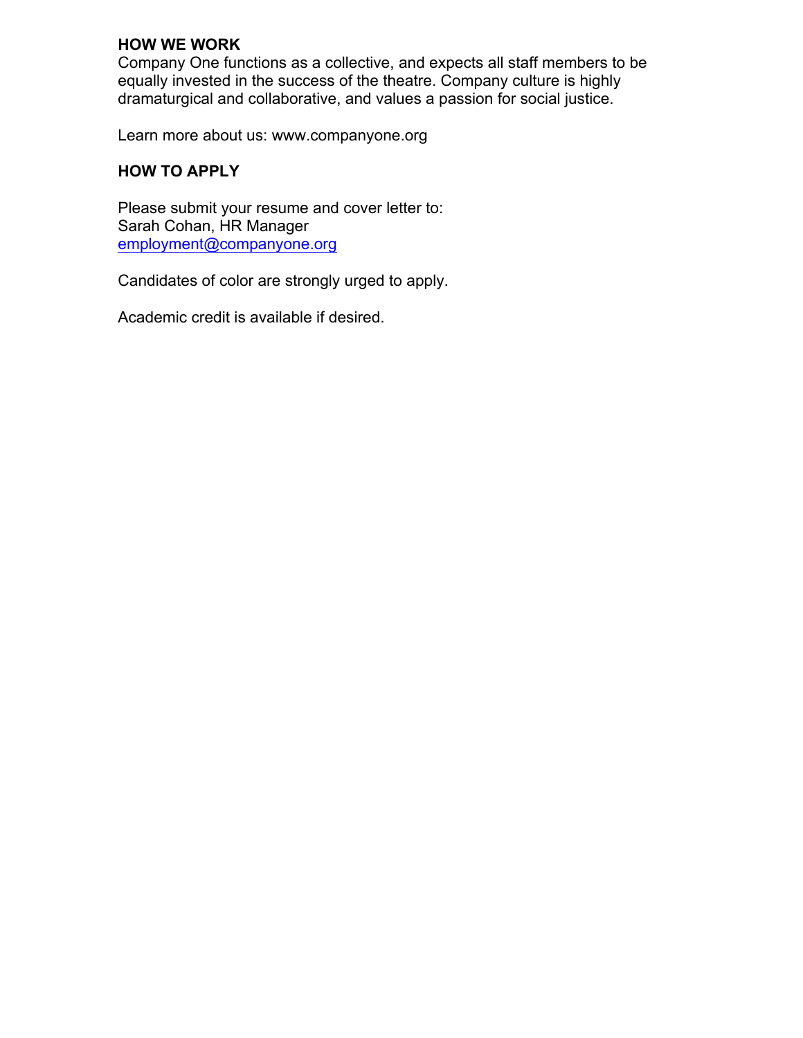**HOW WE WORK**
Company One functions as a collective, and expects all staff members to be equally invested in the success of the theatre. Company culture is highly dramaturgical and collaborative, and values a passion for social justice.

Learn more about us: www.companyone.org

**HOW TO APPLY**

Please submit your resume and cover letter to:
Sarah Cohan, HR Manager
employment@companyone.org

Candidates of color are strongly urged to apply.

Academic credit is available if desired.